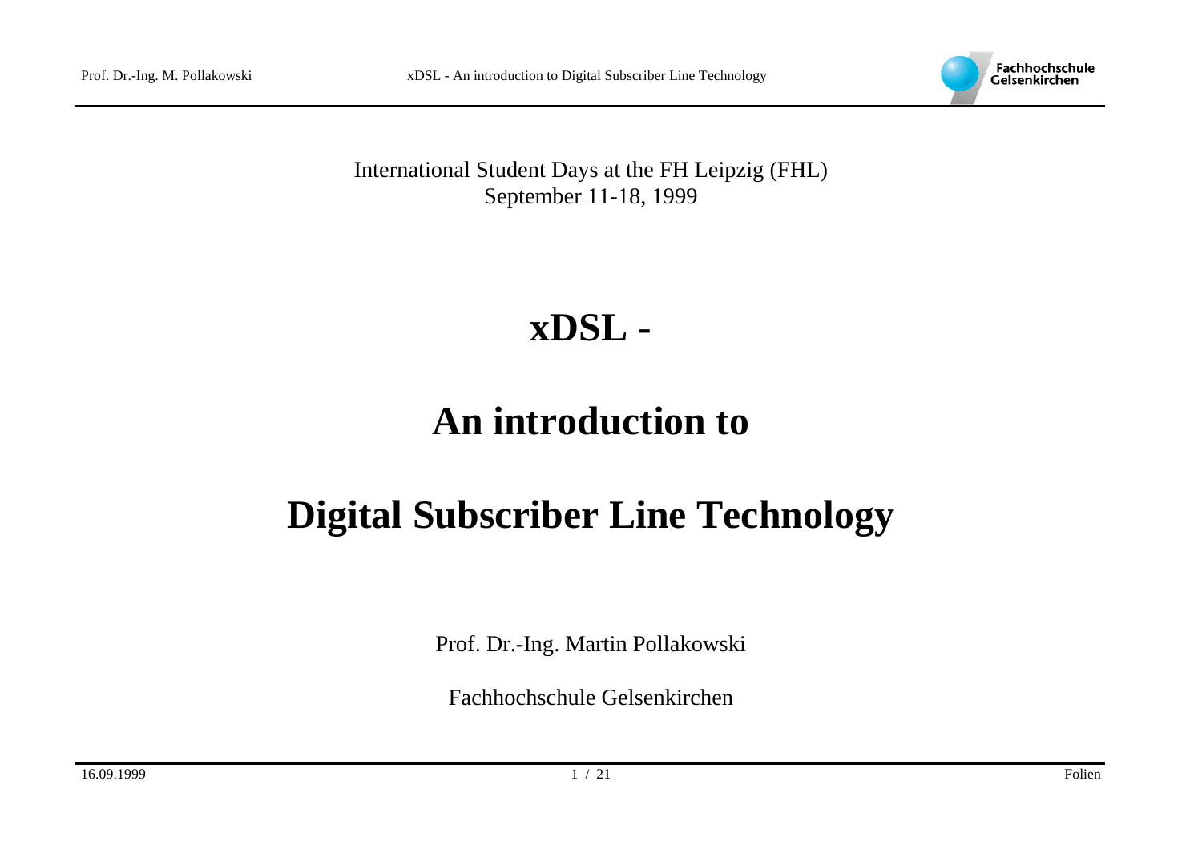International Student Days at the FH Leipzig (FHL)
September 11-18, 1999

# xDSL -

# An introduction to

# Digital Subscriber Line Technology

Prof. Dr.-Ing. Martin Pollakowski

Fachhochschule Gelsenkirchen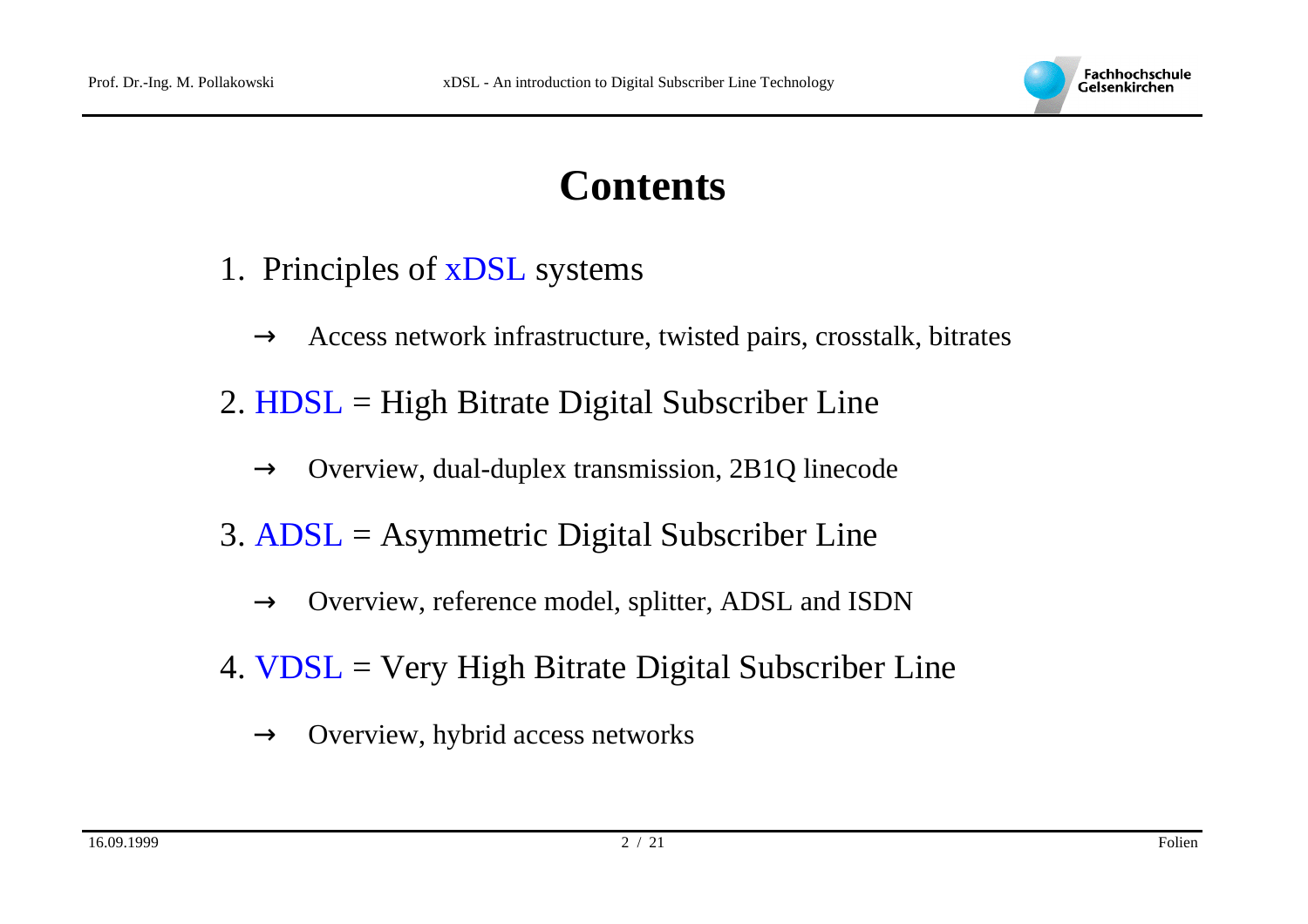# Contents

1. Principles of xDSL systems

   → Access network infrastructure, twisted pairs, crosstalk, bitrates

2. HDSL = High Bitrate Digital Subscriber Line

   → Overview, dual-duplex transmission, 2B1Q linecode

3. ADSL = Asymmetric Digital Subscriber Line

   → Overview, reference model, splitter, ADSL and ISDN

4. VDSL = Very High Bitrate Digital Subscriber Line

   → Overview, hybrid access networks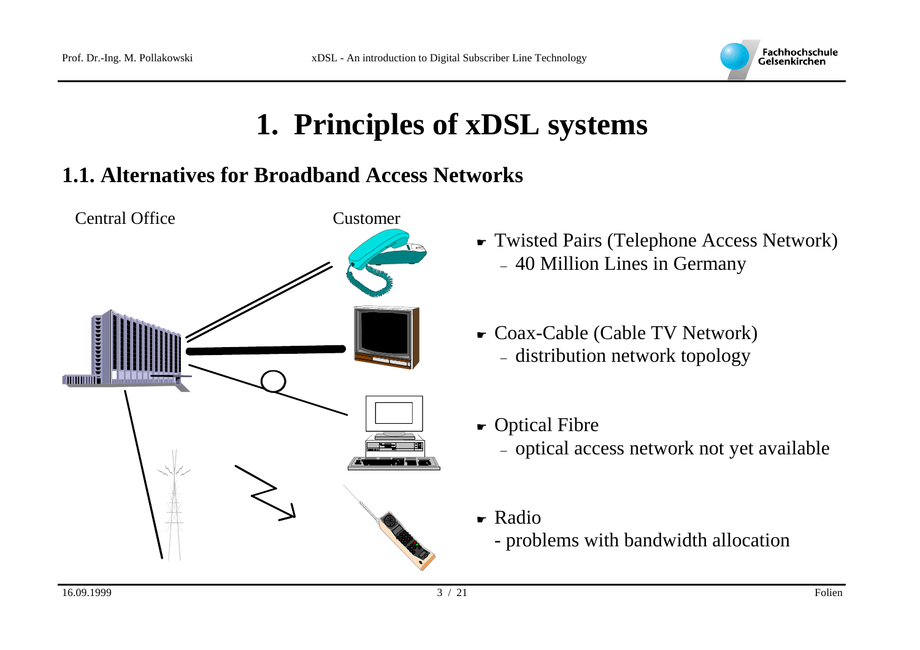# 1. Principles of xDSL systems

## 1.1. Alternatives for Broadband Access Networks

Central Office

Customer

- Twisted Pairs (Telephone Access Network)
  - 40 Million Lines in Germany
- Coax-Cable (Cable TV Network)
  - distribution network topology
- Optical Fibre
  - optical access network not yet available
- Radio
  - problems with bandwidth allocation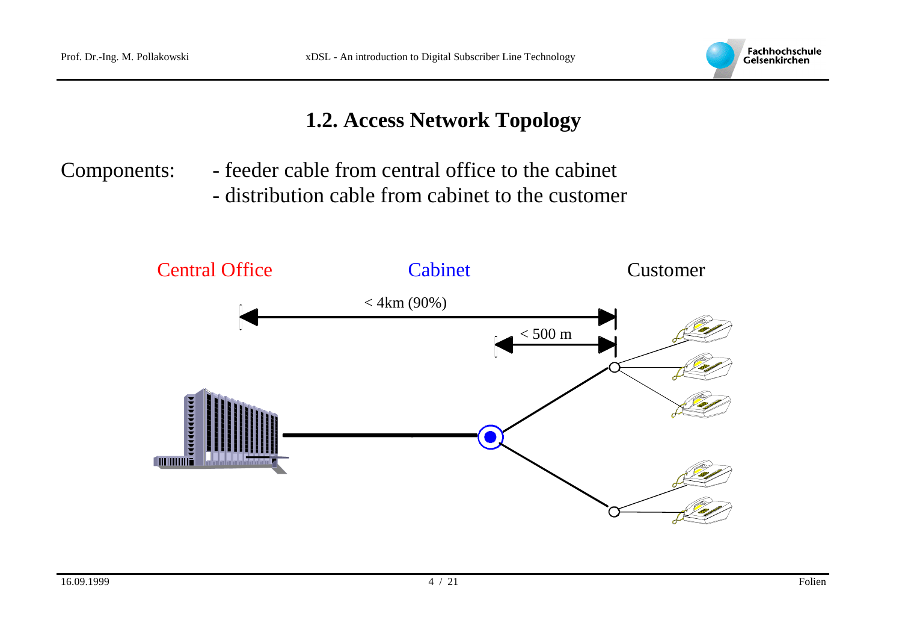## 1.2. Access Network Topology

Components:
- feeder cable from central office to the cabinet
- distribution cable from cabinet to the customer

Central Office

Cabinet

Customer

< 4km (90%)

< 500 m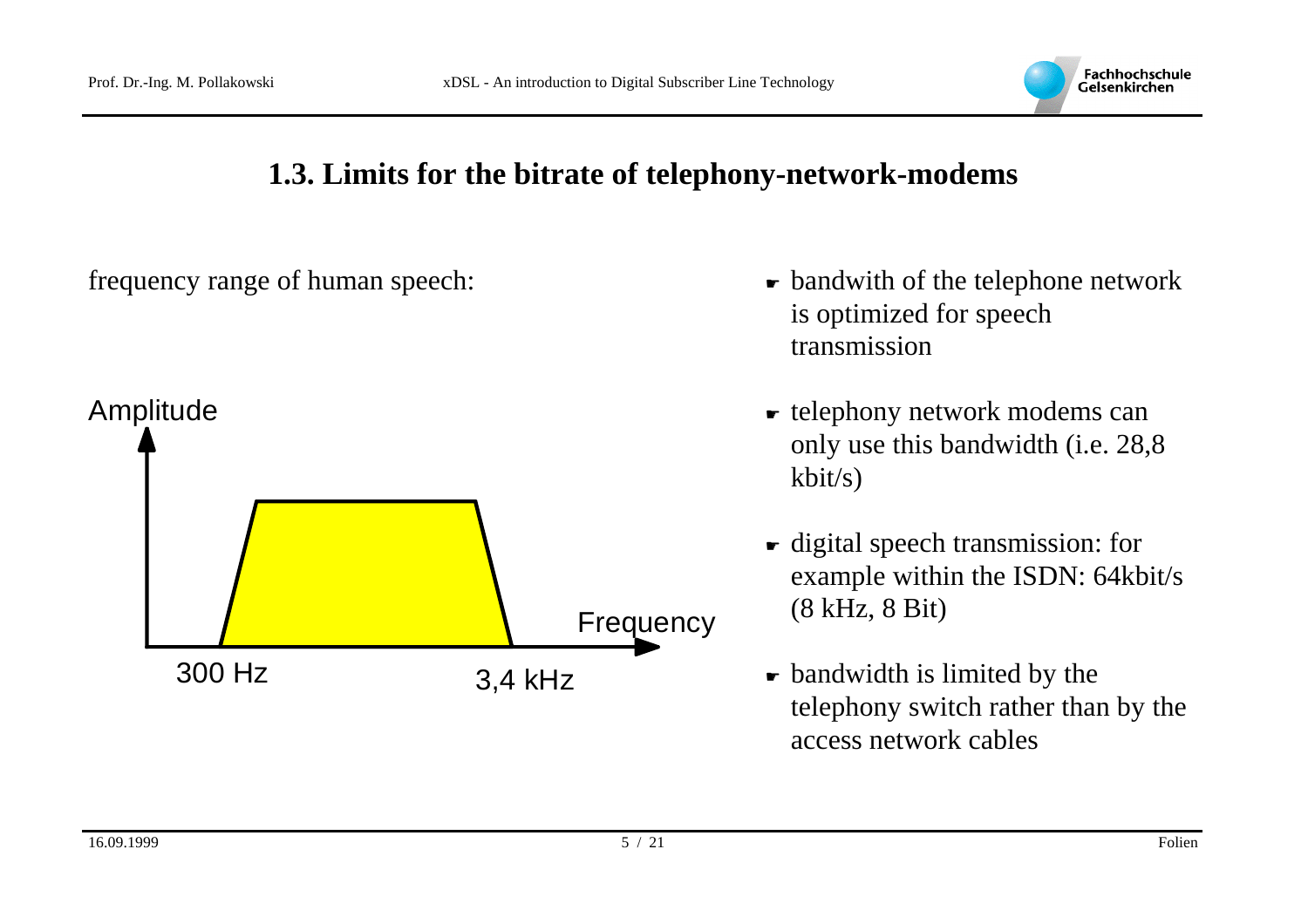# 1.3. Limits for the bitrate of telephony-network-modems

frequency range of human speech:

Amplitude

Frequency

300 Hz

3,4 kHz

- bandwith of the telephone network is optimized for speech transmission
- telephony network modems can only use this bandwidth (i.e. 28,8 kbit/s)
- digital speech transmission: for example within the ISDN: 64kbit/s (8 kHz, 8 Bit)
- bandwidth is limited by the telephony switch rather than by the access network cables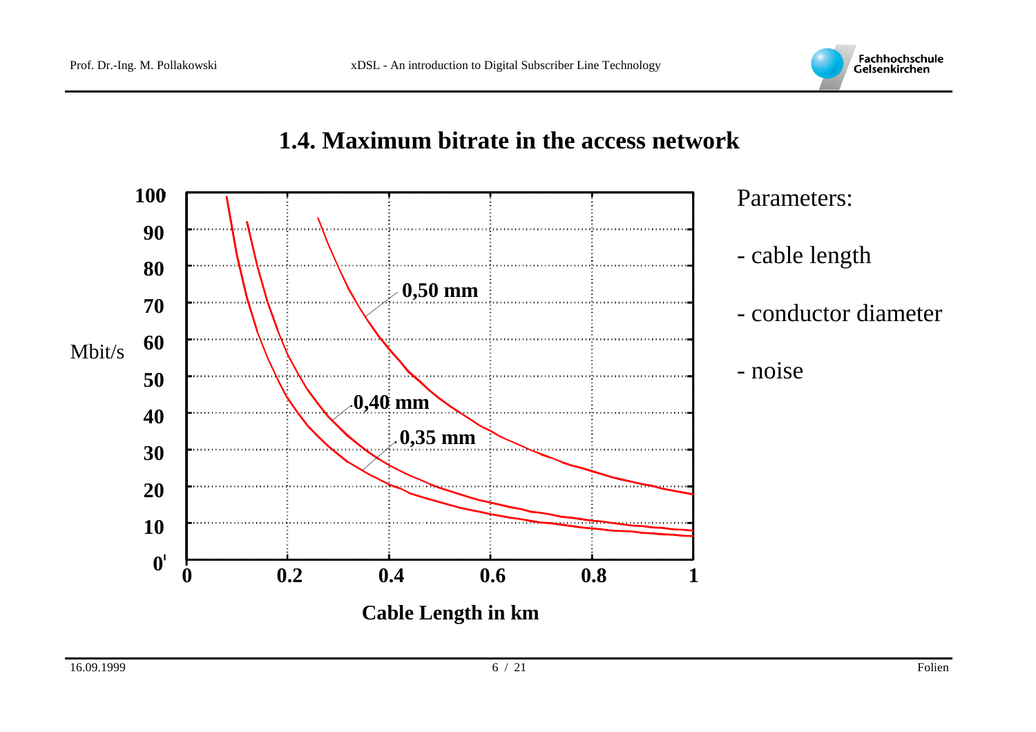# 1.4. Maximum bitrate in the access network

Mbit/s

100
90
80
70
60
50
40
30
20
10
0

0
0.2
0.4
0.6
0.8
1

Cable Length in km

0,50 mm
0,40 mm
0,35 mm

Parameters:

- cable length
- conductor diameter
- noise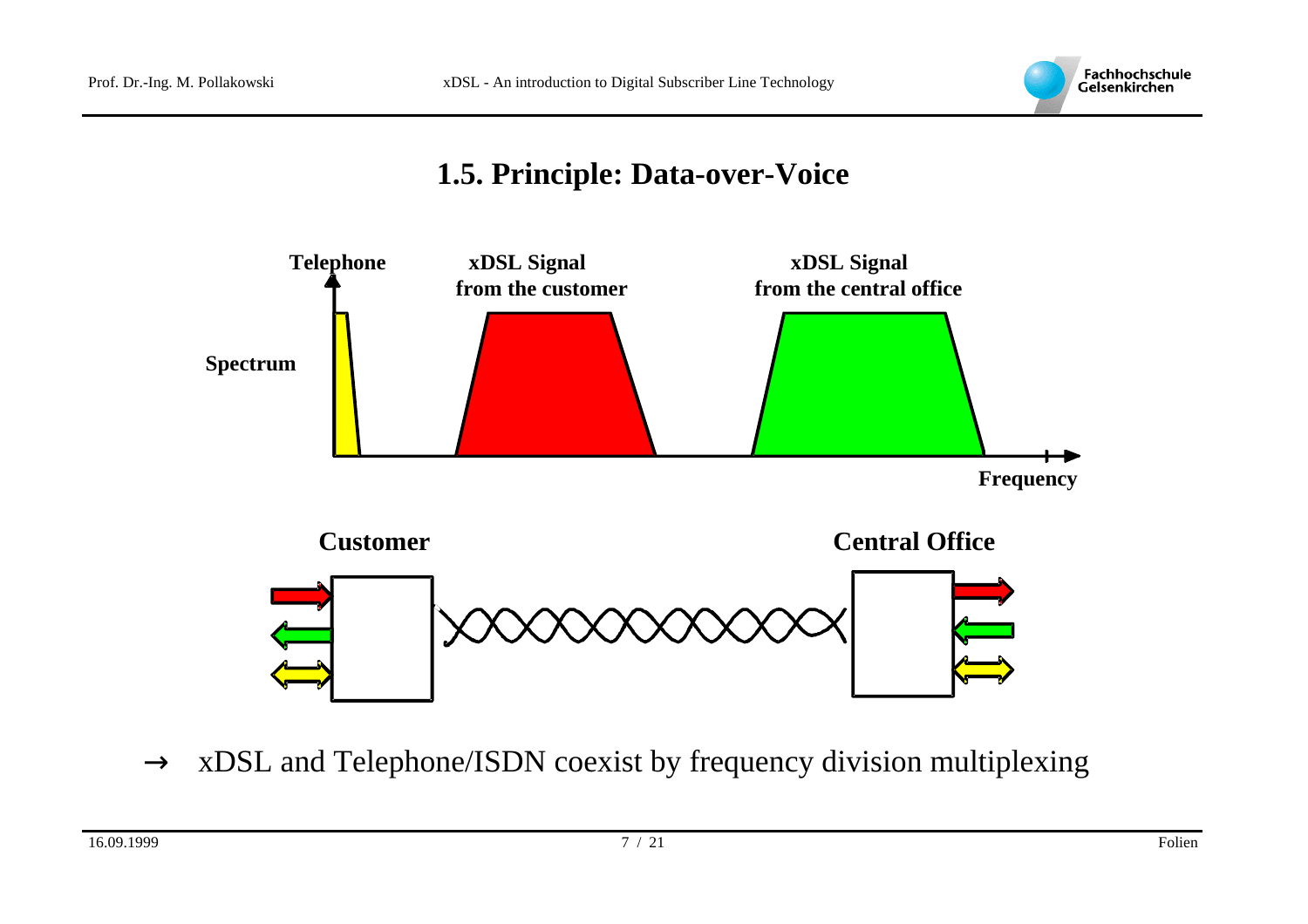## 1.5. Principle: Data-over-Voice

**Telephone** | **xDSL Signal from the customer** | **xDSL Signal from the central office**

**Spectrum**

**Frequency**

**Customer** | **Central Office**

→ xDSL and Telephone/ISDN coexist by frequency division multiplexing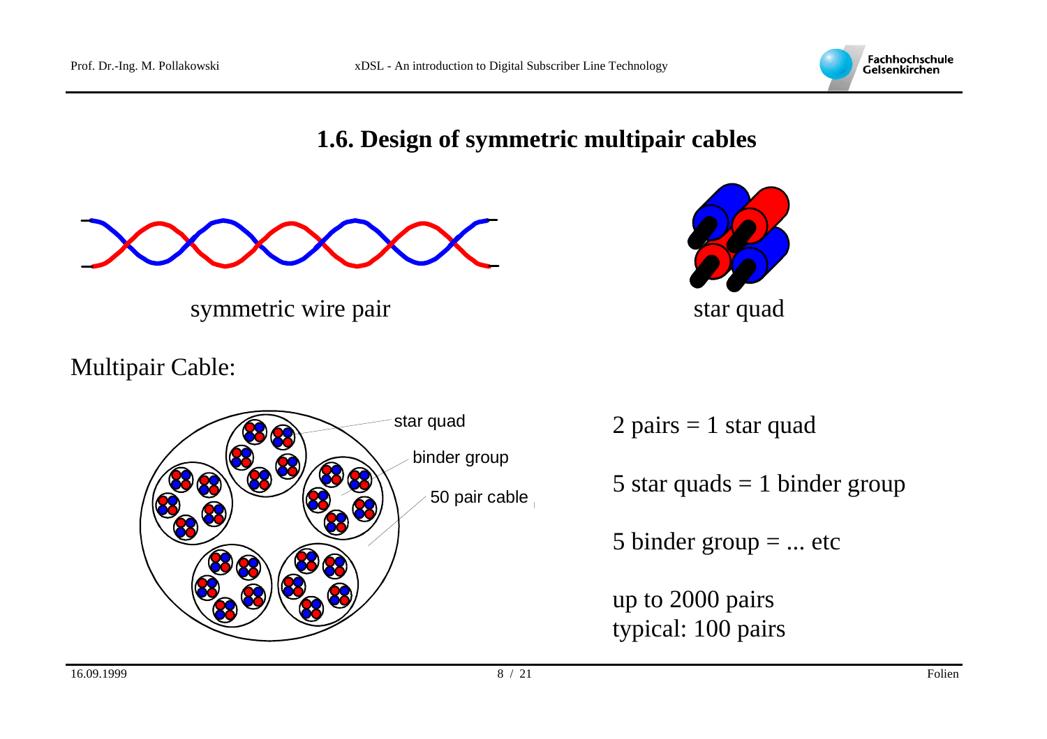## 1.6. Design of symmetric multipair cables

symmetric wire pair

star quad

Multipair Cable:

star quad

binder group

50 pair cable

2 pairs = 1 star quad

5 star quads = 1 binder group

5 binder group = ... etc

up to 2000 pairs
typical: 100 pairs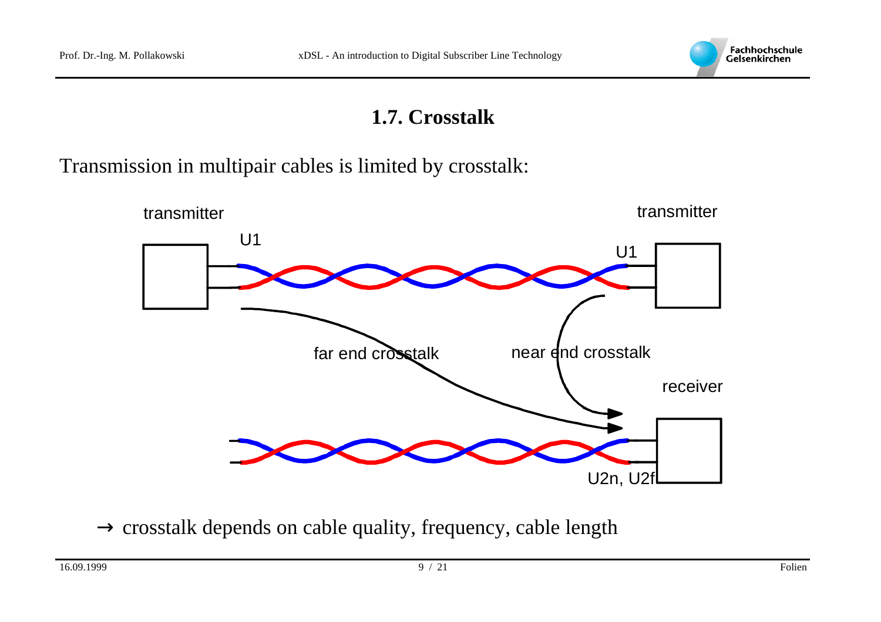## 1.7. Crosstalk

Transmission in multipair cables is limited by crosstalk:

transmitter

transmitter

U1

U1

far end crosstalk

near end crosstalk

receiver

U2n, U2f

→ crosstalk depends on cable quality, frequency, cable length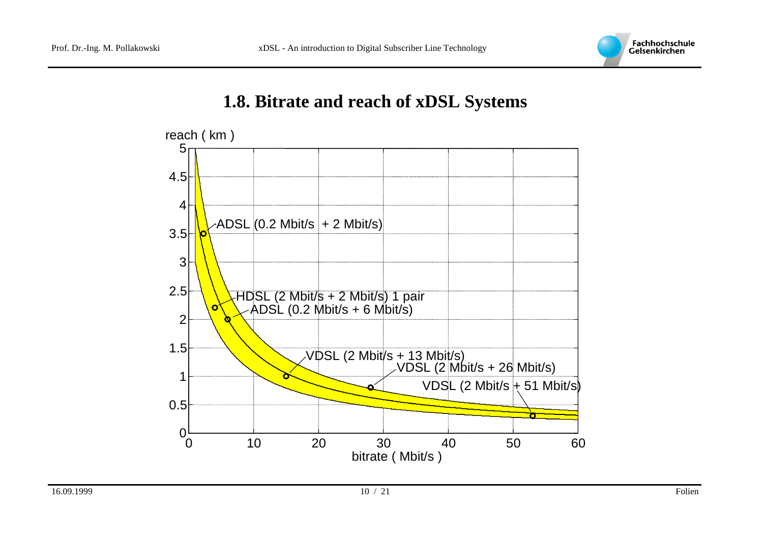# 1.8. Bitrate and reach of xDSL Systems

reach ( km )

5
4.5
4
3.5
3
2.5
2
1.5
1
0.5
0

0
10
20
30
40
50
60

bitrate ( Mbit/s )

ADSL (0.2 Mbit/s + 2 Mbit/s)

HDSL (2 Mbit/s + 2 Mbit/s) 1 pair

ADSL (0.2 Mbit/s + 6 Mbit/s)

VDSL (2 Mbit/s + 13 Mbit/s)

VDSL (2 Mbit/s + 26 Mbit/s)

VDSL (2 Mbit/s + 51 Mbit/s)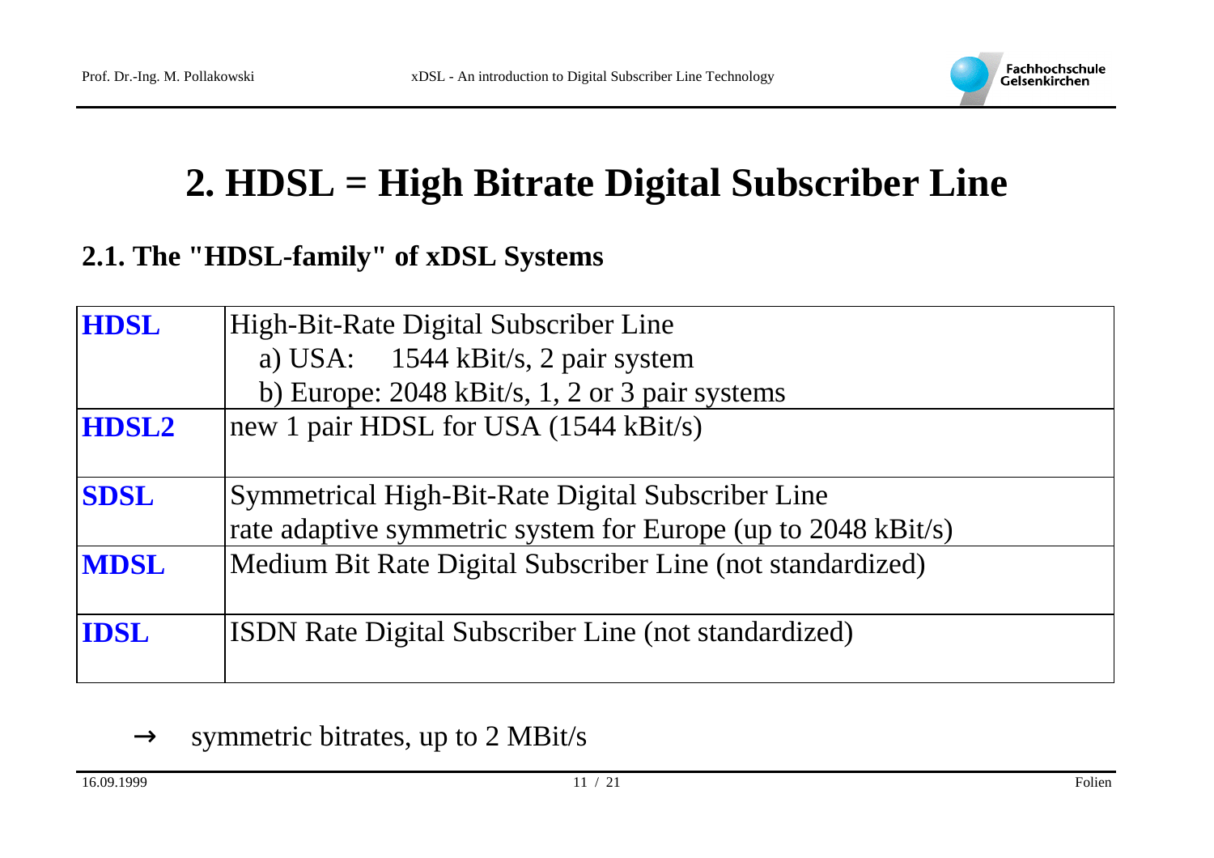# 2. HDSL = High Bitrate Digital Subscriber Line

## 2.1. The "HDSL-family" of xDSL Systems

| | |
|---|---|
| **HDSL** | High-Bit-Rate Digital Subscriber Line<br>a) USA: 1544 kBit/s, 2 pair system<br>b) Europe: 2048 kBit/s, 1, 2 or 3 pair systems |
| **HDSL2** | new 1 pair HDSL for USA (1544 kBit/s) |
| **SDSL** | Symmetrical High-Bit-Rate Digital Subscriber Line<br>rate adaptive symmetric system for Europe (up to 2048 kBit/s) |
| **MDSL** | Medium Bit Rate Digital Subscriber Line (not standardized) |
| **IDSL** | ISDN Rate Digital Subscriber Line (not standardized) |

→ symmetric bitrates, up to 2 MBit/s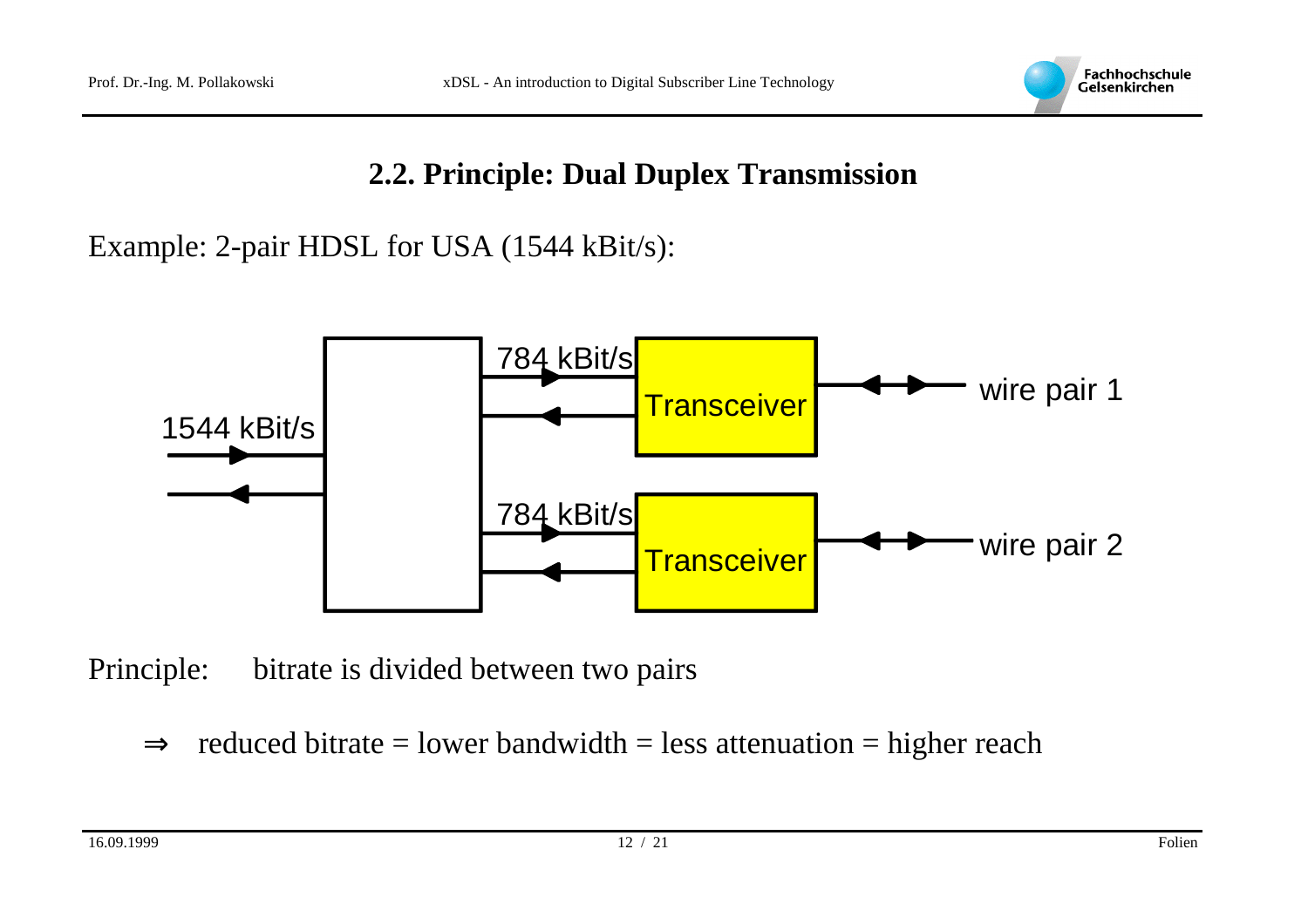## 2.2. Principle: Dual Duplex Transmission

Example: 2-pair HDSL for USA (1544 kBit/s):

1544 kBit/s

784 kBit/s

Transceiver

wire pair 1

784 kBit/s

Transceiver

wire pair 2

Principle: bitrate is divided between two pairs

$\Rightarrow$ reduced bitrate = lower bandwidth = less attenuation = higher reach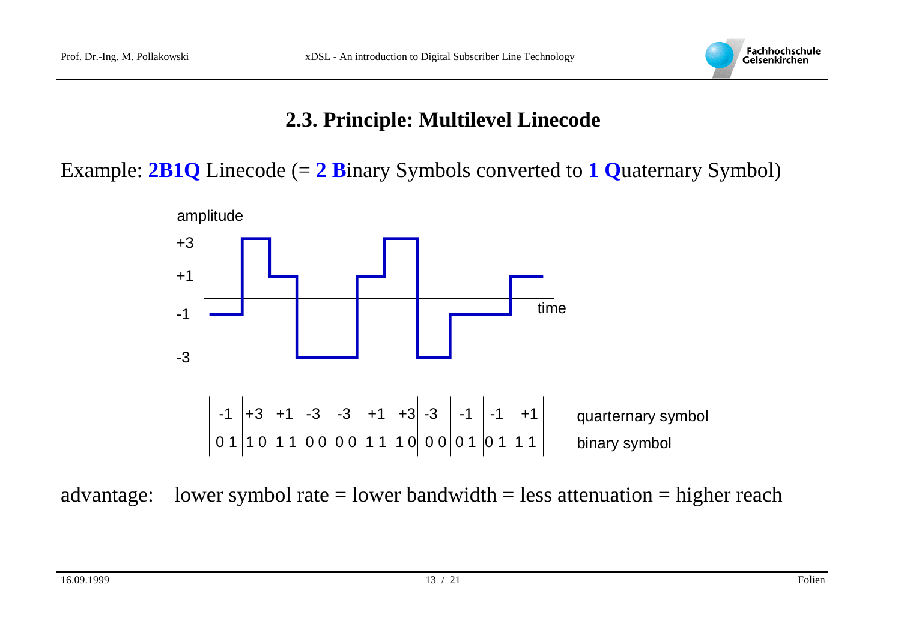## 2.3. Principle: Multilevel Linecode

Example: **2B1Q** Linecode (= **2 B**inary Symbols converted to **1 Q**uaternary Symbol)

amplitude

+3

+1

-1

-3

time

| | | | | | | | | | | | |
|---|---|---|---|---|---|---|---|---|---|---|---|
| -1 | +3 | +1 | -3 | -3 | +1 | +3 | -3 | -1 | -1 | +1 | quarternary symbol |
| 0 1 | 1 0 | 1 1 | 0 0 | 0 0 | 1 1 | 1 0 | 0 0 | 0 1 | 0 1 | 1 1 | binary symbol |

advantage: lower symbol rate = lower bandwidth = less attenuation = higher reach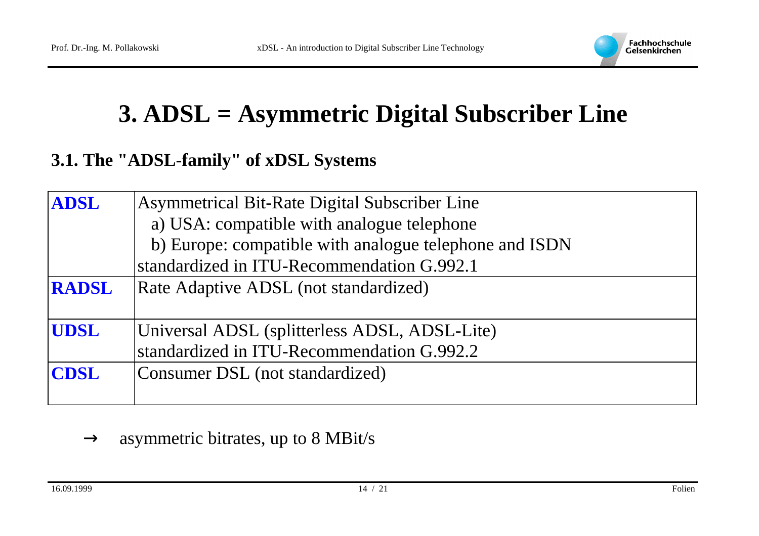# 3. ADSL = Asymmetric Digital Subscriber Line

## 3.1. The "ADSL-family" of xDSL Systems

| | |
|---|---|
| **ADSL** | Asymmetrical Bit-Rate Digital Subscriber Line<br>a) USA: compatible with analogue telephone<br>b) Europe: compatible with analogue telephone and ISDN<br>standardized in ITU-Recommendation G.992.1 |
| **RADSL** | Rate Adaptive ADSL (not standardized) |
| **UDSL** | Universal ADSL (splitterless ADSL, ADSL-Lite)<br>standardized in ITU-Recommendation G.992.2 |
| **CDSL** | Consumer DSL (not standardized) |

→ asymmetric bitrates, up to 8 MBit/s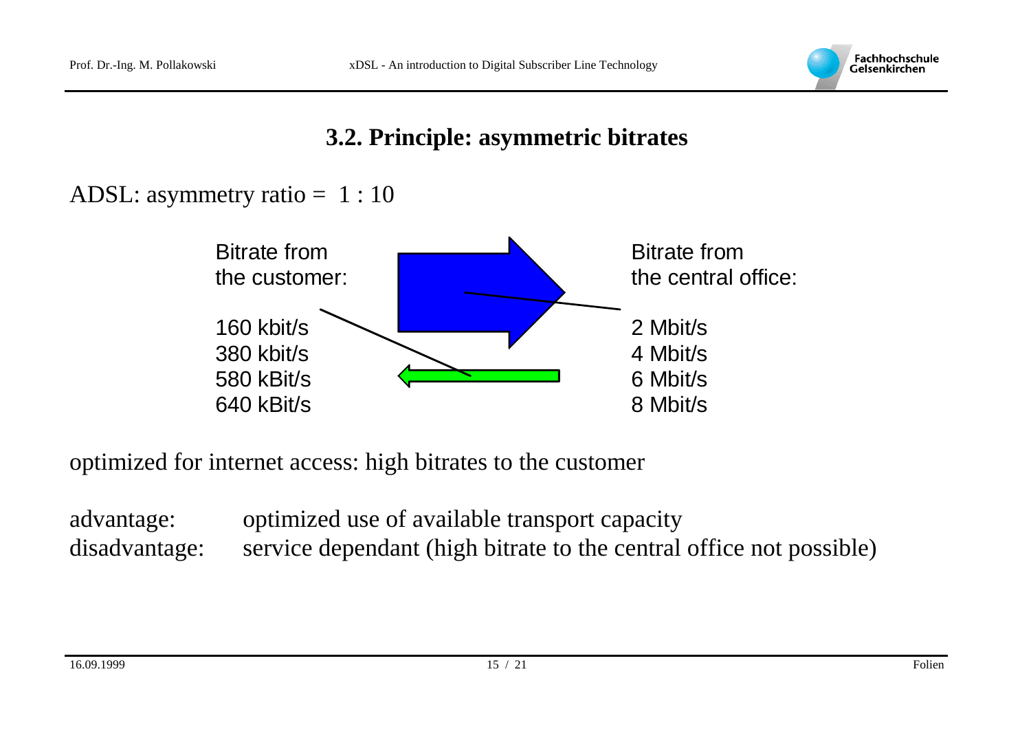## 3.2. Principle: asymmetric bitrates

ADSL: asymmetry ratio = 1 : 10

Bitrate from
the customer:

160 kbit/s
380 kbit/s
580 kBit/s
640 kBit/s

Bitrate from
the central office:

2 Mbit/s
4 Mbit/s
6 Mbit/s
8 Mbit/s

optimized for internet access: high bitrates to the customer

advantage: optimized use of available transport capacity
disadvantage: service dependant (high bitrate to the central office not possible)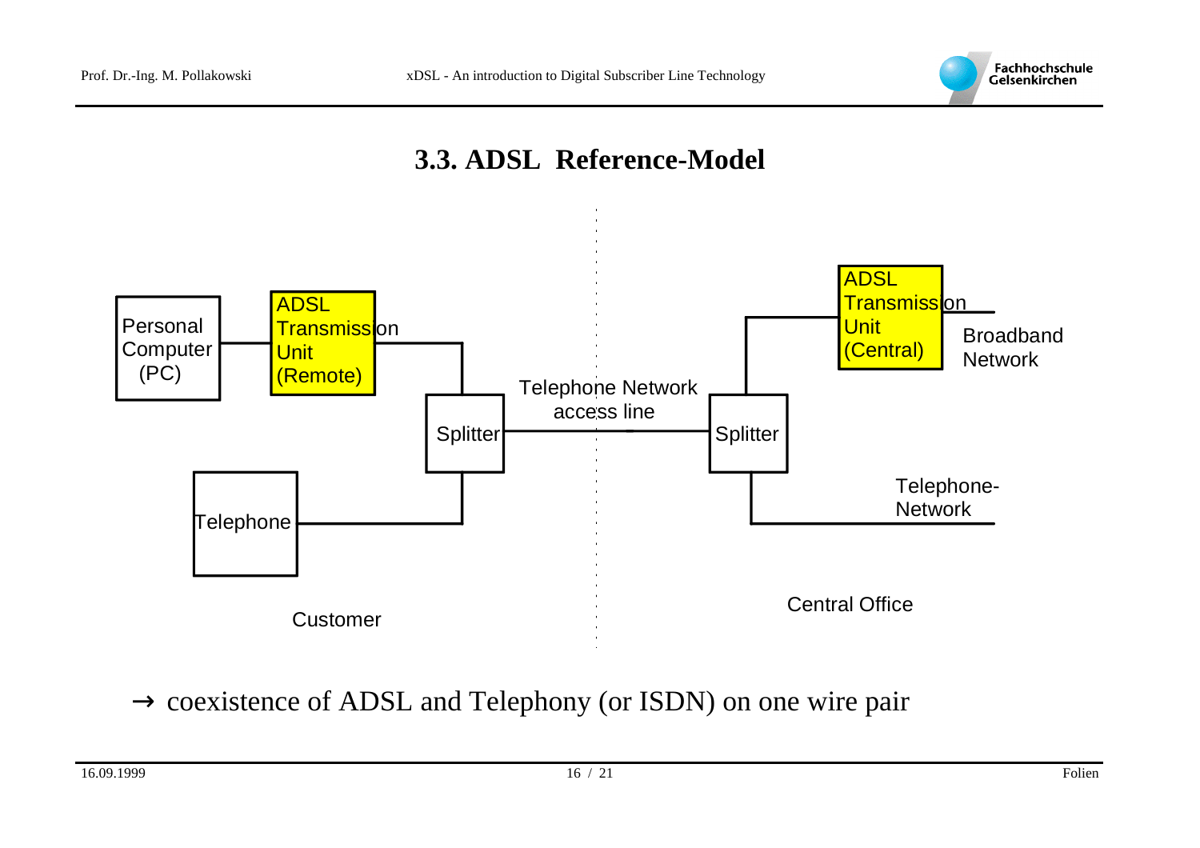## 3.3. ADSL Reference-Model

Personal Computer (PC)

ADSL Transmission Unit (Remote)

Telephone

Splitter

Telephone Network access line

Splitter

ADSL Transmission Unit (Central)

Broadband Network

Telephone-Network

Customer

Central Office

→ coexistence of ADSL and Telephony (or ISDN) on one wire pair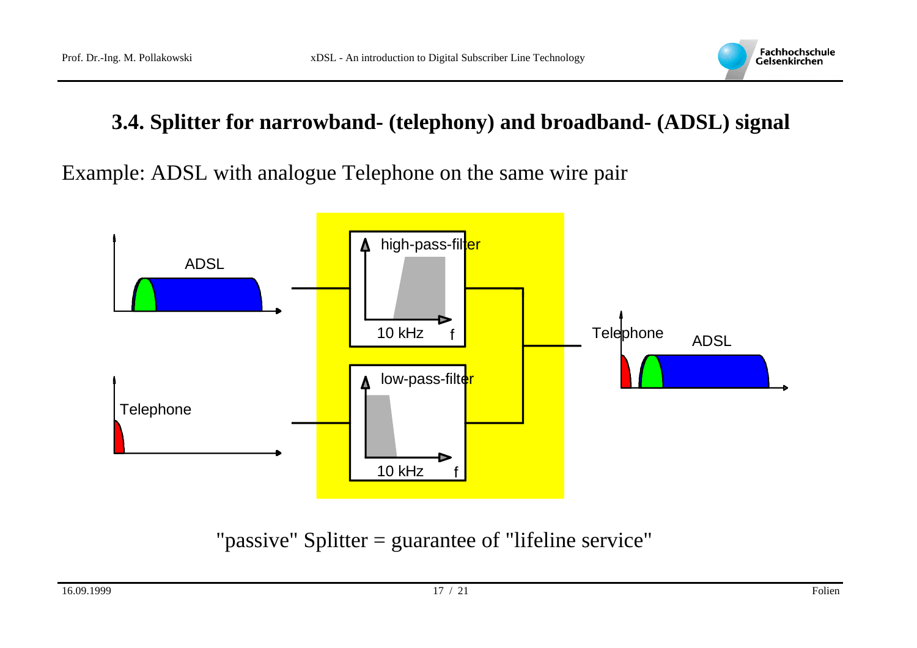## 3.4. Splitter for narrowband- (telephony) and broadband- (ADSL) signal

Example: ADSL with analogue Telephone on the same wire pair

ADSL

Telephone

high-pass-filter

10 kHz f

low-pass-filter

10 kHz f

Telephone ADSL

"passive" Splitter = guarantee of "lifeline service"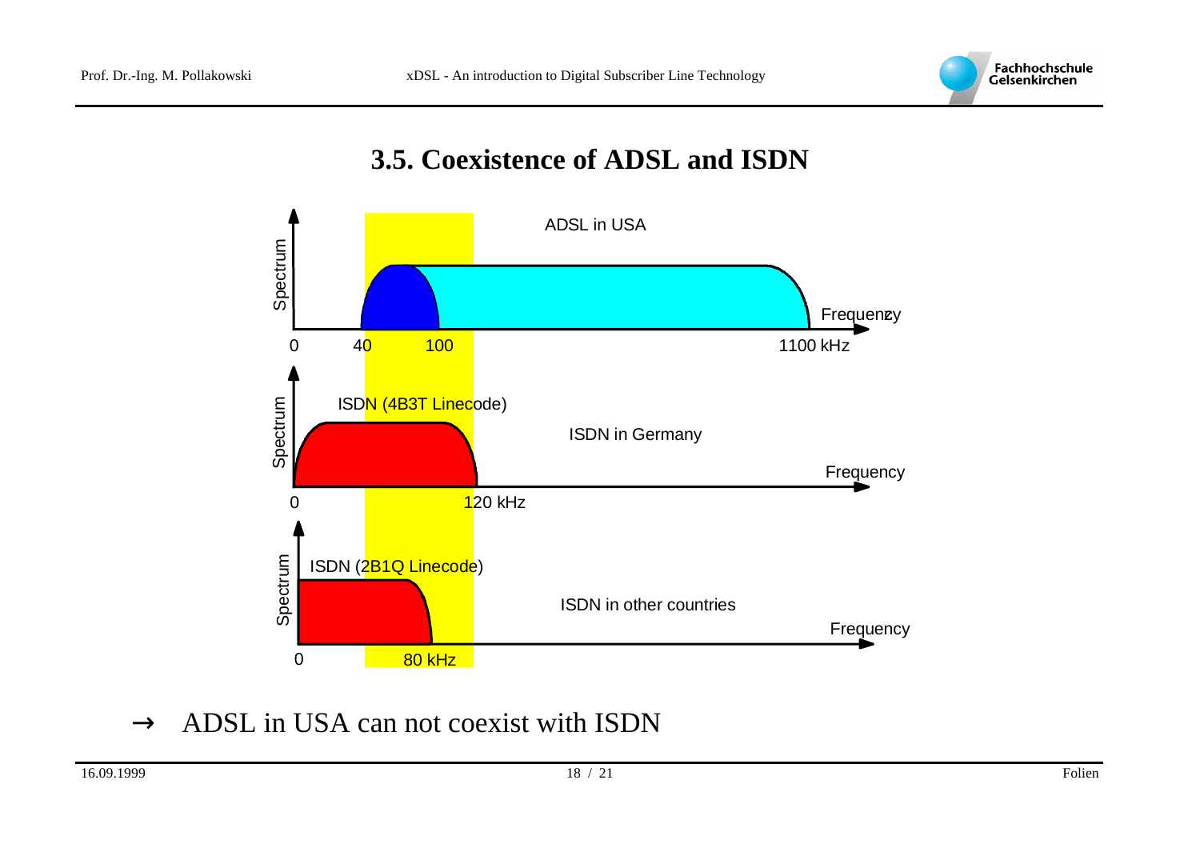## 3.5. Coexistence of ADSL and ISDN

ADSL in USA

Spectrum

Frequency

0 40 100 1100 kHz

ISDN (4B3T Linecode)

ISDN in Germany

Spectrum

Frequency

0 120 kHz

ISDN (2B1Q Linecode)

ISDN in other countries

Spectrum

Frequency

0 80 kHz

→ ADSL in USA can not coexist with ISDN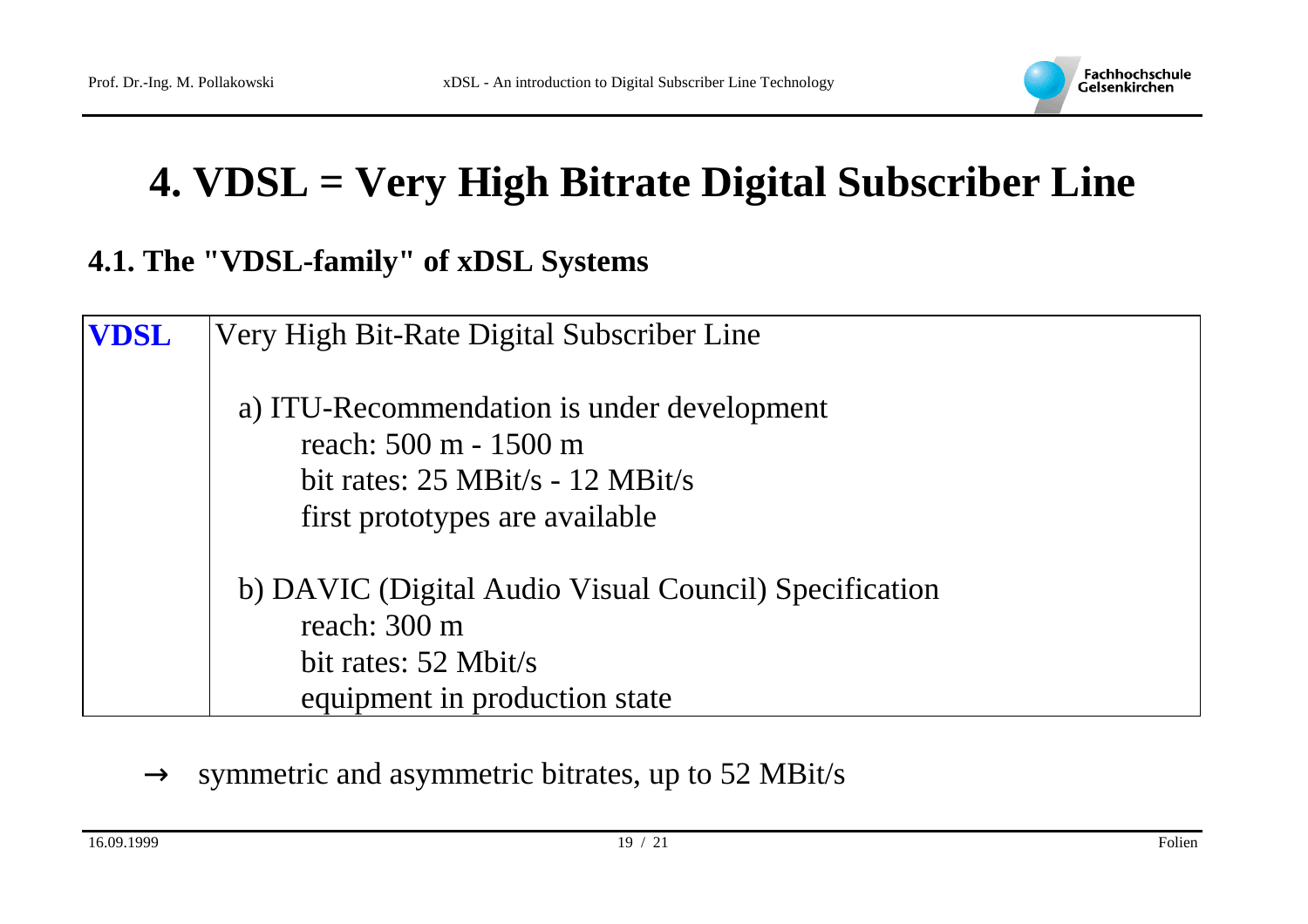# 4. VDSL = Very High Bitrate Digital Subscriber Line

## 4.1. The "VDSL-family" of xDSL Systems

| | |
|---|---|
| **VDSL** | Very High Bit-Rate Digital Subscriber Line<br><br>a) ITU-Recommendation is under development<br>reach: 500 m - 1500 m<br>bit rates: 25 MBit/s - 12 MBit/s<br>first prototypes are available<br><br>b) DAVIC (Digital Audio Visual Council) Specification<br>reach: 300 m<br>bit rates: 52 Mbit/s<br>equipment in production state |

→ symmetric and asymmetric bitrates, up to 52 MBit/s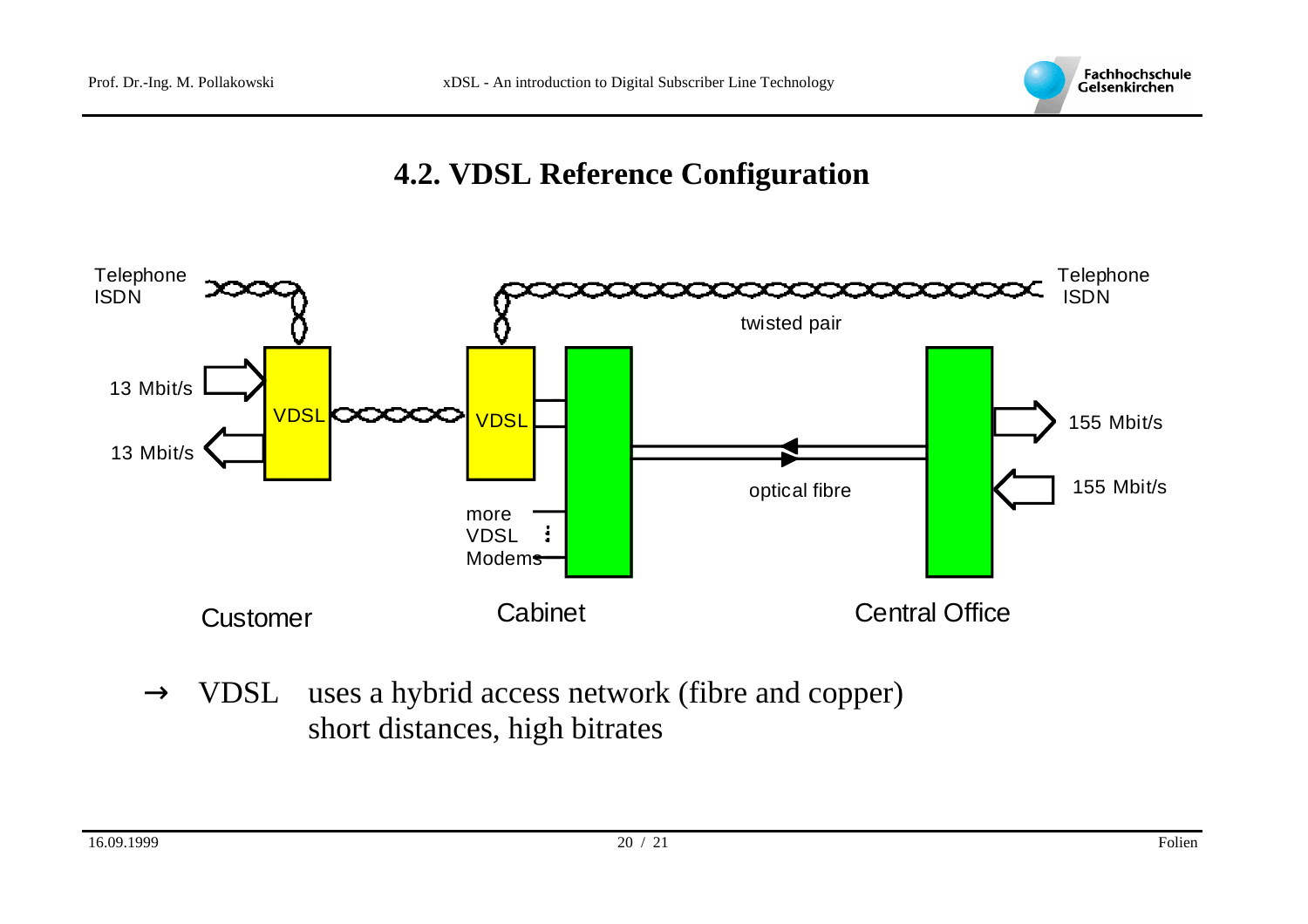# 4.2. VDSL Reference Configuration

Telephone ISDN

13 Mbit/s

13 Mbit/s

VDSL

VDSL

more VDSL Modems

twisted pair

Telephone ISDN

optical fibre

155 Mbit/s

155 Mbit/s

Customer

Cabinet

Central Office

→ VDSL uses a hybrid access network (fibre and copper)
short distances, high bitrates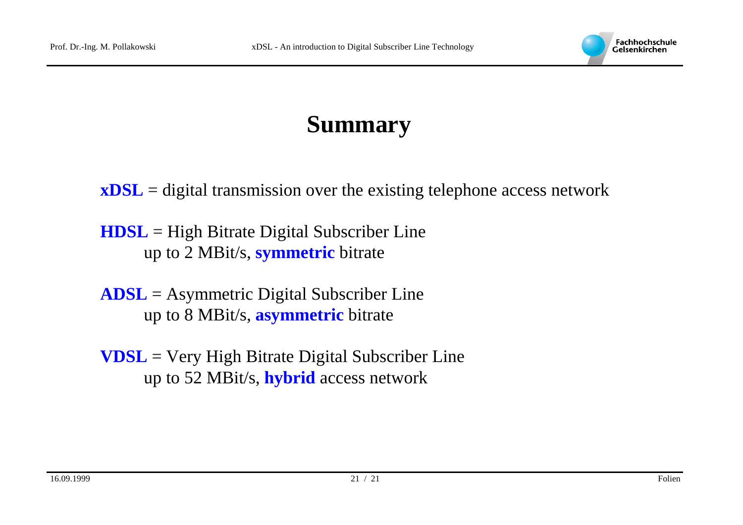# Summary

**xDSL** = digital transmission over the existing telephone access network

**HDSL** = High Bitrate Digital Subscriber Line
up to 2 MBit/s, **symmetric** bitrate

**ADSL** = Asymmetric Digital Subscriber Line
up to 8 MBit/s, **asymmetric** bitrate

**VDSL** = Very High Bitrate Digital Subscriber Line
up to 52 MBit/s, **hybrid** access network